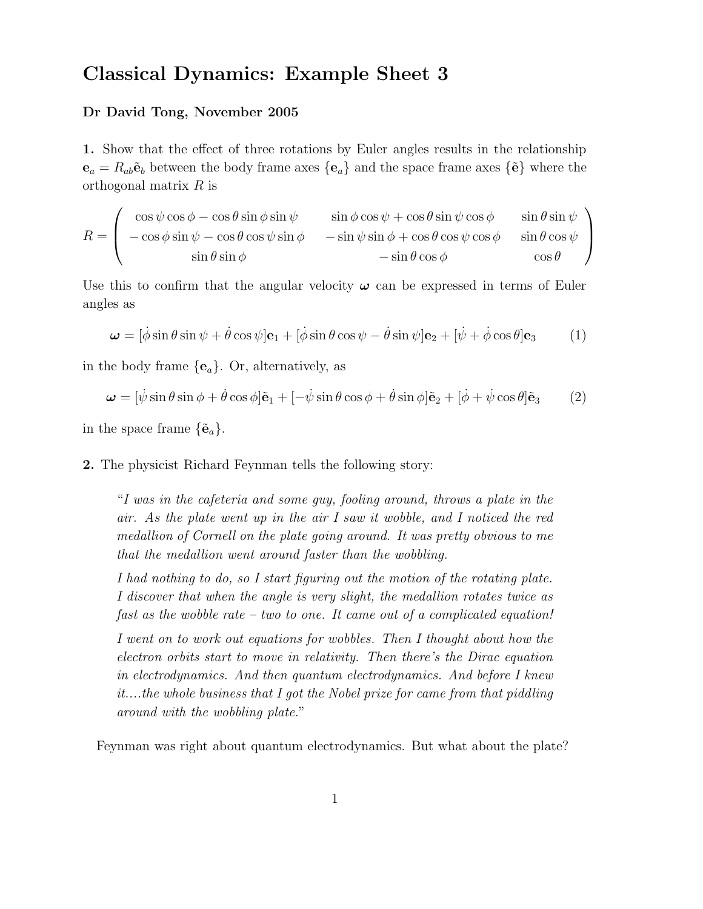# Classical Dynamics: Example Sheet 3

**Dr David Tong, November 2005**

**1.** Show that the effect of three rotations by Euler angles results in the relationship $\mathbf{e}_a = R_{ab}\tilde{\mathbf{e}}_b$ between the body frame axes $\{\mathbf{e}_a\}$ and the space frame axes $\{\tilde{\mathbf{e}}\}$ where the orthogonal matrix $R$ is

$$R = \begin{pmatrix} \cos\psi\cos\phi - \cos\theta\sin\phi\sin\psi & \sin\phi\cos\psi + \cos\theta\sin\psi\cos\phi & \sin\theta\sin\psi \\ -\cos\phi\sin\psi - \cos\theta\cos\psi\sin\phi & -\sin\psi\sin\phi + \cos\theta\cos\psi\cos\phi & \sin\theta\cos\psi \\ \sin\theta\sin\phi & -\sin\theta\cos\phi & \cos\theta \end{pmatrix}$$

Use this to confirm that the angular velocity $\boldsymbol{\omega}$ can be expressed in terms of Euler angles as

$$\boldsymbol{\omega} = [\dot{\phi}\sin\theta\sin\psi + \dot{\theta}\cos\psi]\mathbf{e}_1 + [\dot{\phi}\sin\theta\cos\psi - \dot{\theta}\sin\psi]\mathbf{e}_2 + [\dot{\psi} + \dot{\phi}\cos\theta]\mathbf{e}_3 \tag{1}$$

in the body frame $\{\mathbf{e}_a\}$. Or, alternatively, as

$$\boldsymbol{\omega} = [\dot{\psi}\sin\theta\sin\phi + \dot{\theta}\cos\phi]\tilde{\mathbf{e}}_1 + [-\dot{\psi}\sin\theta\cos\phi + \dot{\theta}\sin\phi]\tilde{\mathbf{e}}_2 + [\dot{\phi} + \dot{\psi}\cos\theta]\tilde{\mathbf{e}}_3 \tag{2}$$

in the space frame $\{\tilde{\mathbf{e}}_a\}$.

**2.** The physicist Richard Feynman tells the following story:

> "*I was in the cafeteria and some guy, fooling around, throws a plate in the air. As the plate went up in the air I saw it wobble, and I noticed the red medallion of Cornell on the plate going around. It was pretty obvious to me that the medallion went around faster than the wobbling.*
>
> *I had nothing to do, so I start figuring out the motion of the rotating plate. I discover that when the angle is very slight, the medallion rotates twice as fast as the wobble rate – two to one. It came out of a complicated equation!*
>
> *I went on to work out equations for wobbles. Then I thought about how the electron orbits start to move in relativity. Then there's the Dirac equation in electrodynamics. And then quantum electrodynamics. And before I knew it....the whole business that I got the Nobel prize for came from that piddling around with the wobbling plate.*"

Feynman was right about quantum electrodynamics. But what about the plate?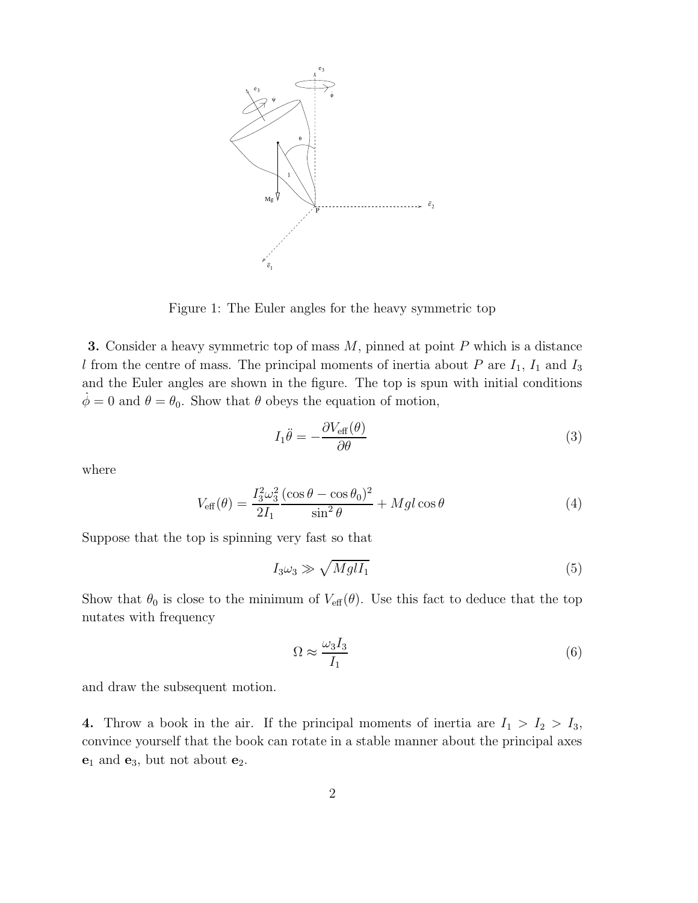Figure 1: The Euler angles for the heavy symmetric top

**3.** Consider a heavy symmetric top of mass $M$, pinned at point $P$ which is a distance $l$ from the centre of mass. The principal moments of inertia about $P$ are $I_1$, $I_1$ and $I_3$ and the Euler angles are shown in the figure. The top is spun with initial conditions $\dot{\phi} = 0$ and $\theta = \theta_0$. Show that $\theta$ obeys the equation of motion,

$$I_1 \ddot{\theta} = -\frac{\partial V_{\text{eff}}(\theta)}{\partial \theta} \tag{3}$$

where

$$V_{\text{eff}}(\theta) = \frac{I_3^2 \omega_3^2}{2I_1} \frac{(\cos\theta - \cos\theta_0)^2}{\sin^2\theta} + Mgl\cos\theta \tag{4}$$

Suppose that the top is spinning very fast so that

$$I_3 \omega_3 \gg \sqrt{MglI_1} \tag{5}$$

Show that $\theta_0$ is close to the minimum of $V_{\text{eff}}(\theta)$. Use this fact to deduce that the top nutates with frequency

$$\Omega \approx \frac{\omega_3 I_3}{I_1} \tag{6}$$

and draw the subsequent motion.

**4.** Throw a book in the air. If the principal moments of inertia are $I_1 > I_2 > I_3$, convince yourself that the book can rotate in a stable manner about the principal axes $\mathbf{e}_1$ and $\mathbf{e}_3$, but not about $\mathbf{e}_2$.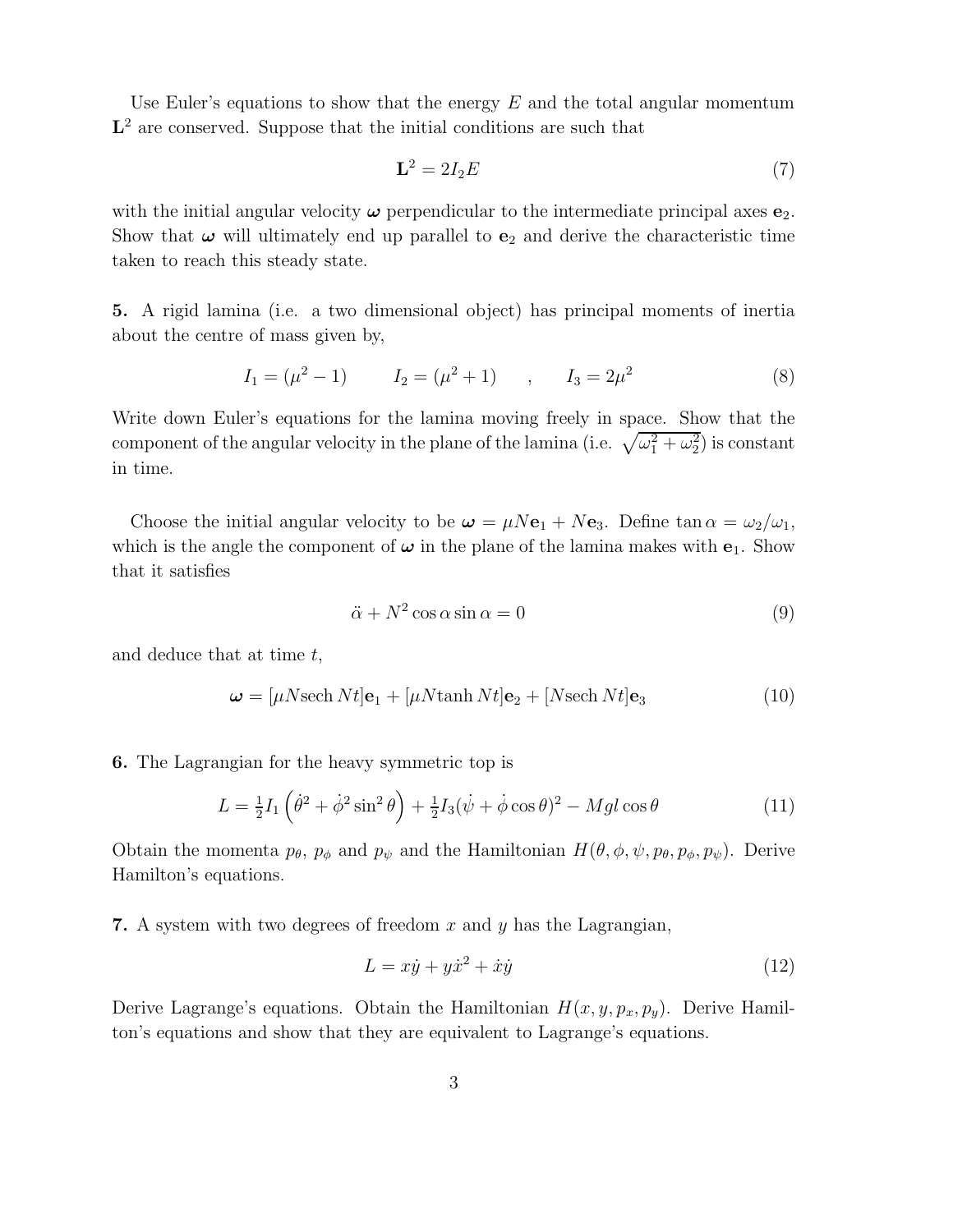Use Euler's equations to show that the energy $E$ and the total angular momentum $\mathbf{L}^2$ are conserved. Suppose that the initial conditions are such that

$$\mathbf{L}^2 = 2I_2E \tag{7}$$

with the initial angular velocity $\boldsymbol{\omega}$ perpendicular to the intermediate principal axes $\mathbf{e}_2$. Show that $\boldsymbol{\omega}$ will ultimately end up parallel to $\mathbf{e}_2$ and derive the characteristic time taken to reach this steady state.

**5.** A rigid lamina (i.e. a two dimensional object) has principal moments of inertia about the centre of mass given by,

$$I_1 = (\mu^2 - 1) \qquad I_2 = (\mu^2 + 1) \quad , \quad I_3 = 2\mu^2 \tag{8}$$

Write down Euler's equations for the lamina moving freely in space. Show that the component of the angular velocity in the plane of the lamina (i.e. $\sqrt{\omega_1^2 + \omega_2^2}$) is constant in time.

Choose the initial angular velocity to be $\boldsymbol{\omega} = \mu N\mathbf{e}_1 + N\mathbf{e}_3$. Define $\tan\alpha = \omega_2/\omega_1$, which is the angle the component of $\boldsymbol{\omega}$ in the plane of the lamina makes with $\mathbf{e}_1$. Show that it satisfies

$$\ddot{\alpha} + N^2 \cos\alpha \sin\alpha = 0 \tag{9}$$

and deduce that at time $t$,

$$\boldsymbol{\omega} = [\mu N \text{sech}\, Nt]\mathbf{e}_1 + [\mu N \tanh Nt]\mathbf{e}_2 + [N \text{sech}\, Nt]\mathbf{e}_3 \tag{10}$$

**6.** The Lagrangian for the heavy symmetric top is

$$L = \tfrac{1}{2}I_1\left(\dot{\theta}^2 + \dot{\phi}^2 \sin^2\theta\right) + \tfrac{1}{2}I_3(\dot{\psi} + \dot{\phi}\cos\theta)^2 - Mgl\cos\theta \tag{11}$$

Obtain the momenta $p_\theta$, $p_\phi$ and $p_\psi$ and the Hamiltonian $H(\theta, \phi, \psi, p_\theta, p_\phi, p_\psi)$. Derive Hamilton's equations.

**7.** A system with two degrees of freedom $x$ and $y$ has the Lagrangian,

$$L = x\dot{y} + y\dot{x}^2 + \dot{x}\dot{y} \tag{12}$$

Derive Lagrange's equations. Obtain the Hamiltonian $H(x, y, p_x, p_y)$. Derive Hamilton's equations and show that they are equivalent to Lagrange's equations.